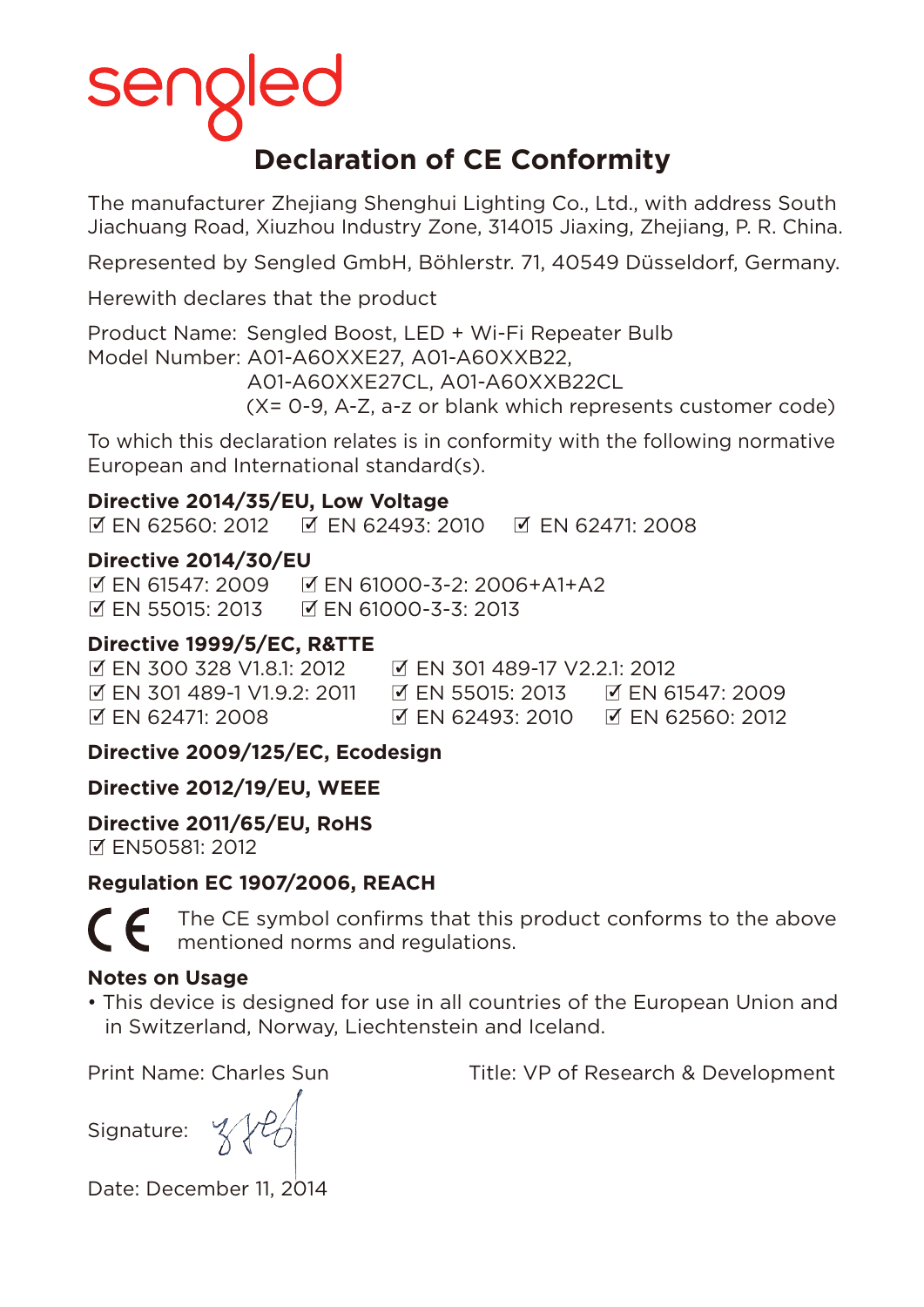sengled

# Declaration of CE Conformity

The manufacturer Zhejiang Shenghui Lighting Co., Ltd., with address South Jiachuang Road, Xiuzhou Industry Zone, 314015 Jiaxing, Zhejiang, P. R. China.

Represented by Sengled GmbH, Böhlerstr. 71, 40549 Düsseldorf, Germany.

Herewith declares that the product

Product Name: Sengled Boost, LED + Wi-Fi Repeater Bulb
Model Number: A01-A60XXE27, A01-A60XXB22,
A01-A60XXE27CL, A01-A60XXB22CL
(X= 0-9, A-Z, a-z or blank which represents customer code)

To which this declaration relates is in conformity with the following normative European and International standard(s).

**Directive 2014/35/EU, Low Voltage**

☑ EN 62560: 2012 ☑ EN 62493: 2010 ☑ EN 62471: 2008

**Directive 2014/30/EU**

☑ EN 61547: 2009 ☑ EN 61000-3-2: 2006+A1+A2
☑ EN 55015: 2013 ☑ EN 61000-3-3: 2013

**Directive 1999/5/EC, R&TTE**

☑ EN 300 328 V1.8.1: 2012 ☑ EN 301 489-17 V2.2.1: 2012
☑ EN 301 489-1 V1.9.2: 2011 ☑ EN 55015: 2013 ☑ EN 61547: 2009
☑ EN 62471: 2008 ☑ EN 62493: 2010 ☑ EN 62560: 2012

**Directive 2009/125/EC, Ecodesign**

**Directive 2012/19/EU, WEEE**

**Directive 2011/65/EU, RoHS**

☑ EN50581: 2012

**Regulation EC 1907/2006, REACH**

CE The CE symbol confirms that this product conforms to the above mentioned norms and regulations.

**Notes on Usage**

- This device is designed for use in all countries of the European Union and in Switzerland, Norway, Liechtenstein and Iceland.

Print Name: Charles Sun Title: VP of Research & Development

Signature:

Date: December 11, 2014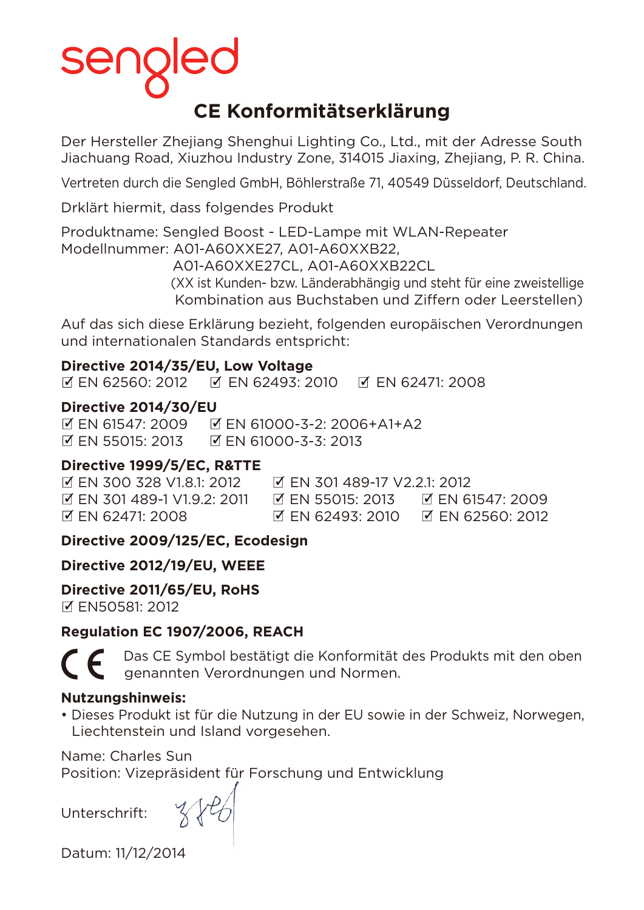sengled

# CE Konformitätserklärung

Der Hersteller Zhejiang Shenghui Lighting Co., Ltd., mit der Adresse South Jiachuang Road, Xiuzhou Industry Zone, 314015 Jiaxing, Zhejiang, P. R. China.

Vertreten durch die Sengled GmbH, Böhlerstraße 71, 40549 Düsseldorf, Deutschland.

Drklärt hiermit, dass folgendes Produkt

Produktname: Sengled Boost - LED-Lampe mit WLAN-Repeater
Modellnummer: A01-A60XXE27, A01-A60XXB22,
A01-A60XXE27CL, A01-A60XXB22CL
(XX ist Kunden- bzw. Länderabhängig und steht für eine zweistellige Kombination aus Buchstaben und Ziffern oder Leerstellen)

Auf das sich diese Erklärung bezieht, folgenden europäischen Verordnungen und internationalen Standards entspricht:

**Directive 2014/35/EU, Low Voltage**
☑ EN 62560: 2012 ☑ EN 62493: 2010 ☑ EN 62471: 2008

**Directive 2014/30/EU**
☑ EN 61547: 2009 ☑ EN 61000-3-2: 2006+A1+A2
☑ EN 55015: 2013 ☑ EN 61000-3-3: 2013

**Directive 1999/5/EC, R&TTE**
☑ EN 300 328 V1.8.1: 2012 ☑ EN 301 489-17 V2.2.1: 2012
☑ EN 301 489-1 V1.9.2: 2011 ☑ EN 55015: 2013 ☑ EN 61547: 2009
☑ EN 62471: 2008 ☑ EN 62493: 2010 ☑ EN 62560: 2012

**Directive 2009/125/EC, Ecodesign**

**Directive 2012/19/EU, WEEE**

**Directive 2011/65/EU, RoHS**
☑ EN50581: 2012

**Regulation EC 1907/2006, REACH**

CE Das CE Symbol bestätigt die Konformität des Produkts mit den oben genannten Verordnungen und Normen.

**Nutzungshinweis:**
- Dieses Produkt ist für die Nutzung in der EU sowie in der Schweiz, Norwegen, Liechtenstein und Island vorgesehen.

Name: Charles Sun
Position: Vizepräsident für Forschung und Entwicklung

Unterschrift:

Datum: 11/12/2014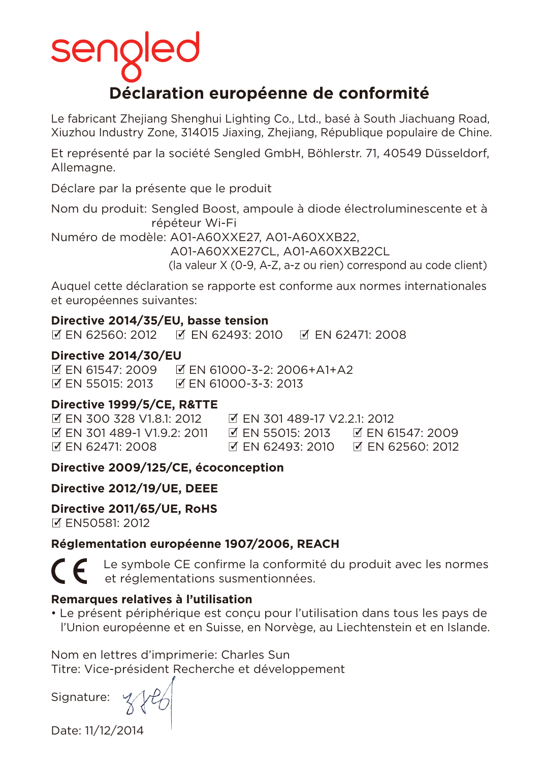sengled

# Déclaration européenne de conformité

Le fabricant Zhejiang Shenghui Lighting Co., Ltd., basé à South Jiachuang Road, Xiuzhou Industry Zone, 314015 Jiaxing, Zhejiang, République populaire de Chine.

Et représenté par la société Sengled GmbH, Böhlerstr. 71, 40549 Düsseldorf, Allemagne.

Déclare par la présente que le produit

Nom du produit: Sengled Boost, ampoule à diode électroluminescente et à répéteur Wi-Fi
Numéro de modèle: A01-A60XXE27, A01-A60XXB22, A01-A60XXE27CL, A01-A60XXB22CL
(la valeur X (0-9, A-Z, a-z ou rien) correspond au code client)

Auquel cette déclaration se rapporte est conforme aux normes internationales et européennes suivantes:

**Directive 2014/35/EU, basse tension**
☑ EN 62560: 2012 ☑ EN 62493: 2010 ☑ EN 62471: 2008

**Directive 2014/30/EU**
☑ EN 61547: 2009 ☑ EN 61000-3-2: 2006+A1+A2
☑ EN 55015: 2013 ☑ EN 61000-3-3: 2013

**Directive 1999/5/CE, R&TTE**
☑ EN 300 328 V1.8.1: 2012 ☑ EN 301 489-17 V2.2.1: 2012
☑ EN 301 489-1 V1.9.2: 2011 ☑ EN 55015: 2013 ☑ EN 61547: 2009
☑ EN 62471: 2008 ☑ EN 62493: 2010 ☑ EN 62560: 2012

**Directive 2009/125/CE, écoconception**

**Directive 2012/19/UE, DEEE**

**Directive 2011/65/UE, RoHS**
☑ EN50581: 2012

**Réglementation européenne 1907/2006, REACH**

CE Le symbole CE confirme la conformité du produit avec les normes et réglementations susmentionnées.

**Remarques relatives à l'utilisation**

- Le présent périphérique est conçu pour l'utilisation dans tous les pays de l'Union européenne et en Suisse, en Norvège, au Liechtenstein et en Islande.

Nom en lettres d'imprimerie: Charles Sun
Titre: Vice-président Recherche et développement

Signature:

Date: 11/12/2014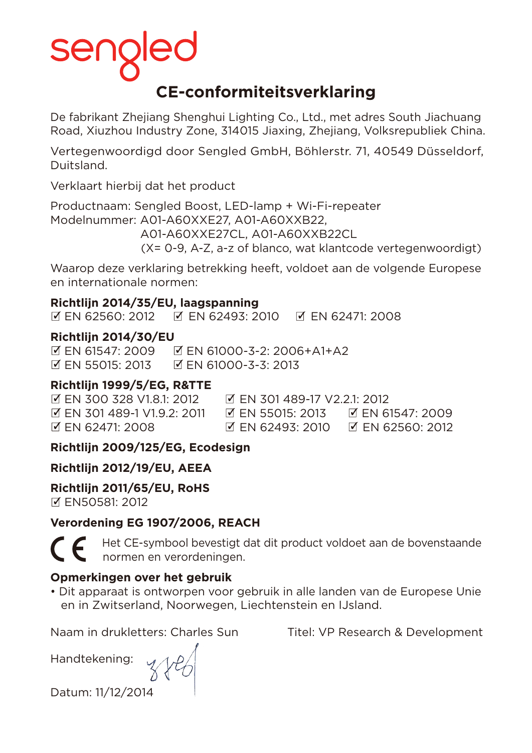sengled

# CE-conformiteitsverklaring

De fabrikant Zhejiang Shenghui Lighting Co., Ltd., met adres South Jiachuang Road, Xiuzhou Industry Zone, 314015 Jiaxing, Zhejiang, Volksrepubliek China.

Vertegenwoordigd door Sengled GmbH, Böhlerstr. 71, 40549 Düsseldorf, Duitsland.

Verklaart hierbij dat het product

Productnaam: Sengled Boost, LED-lamp + Wi-Fi-repeater
Modelnummer: A01-A60XXE27, A01-A60XXB22,
A01-A60XXE27CL, A01-A60XXB22CL
(X= 0-9, A-Z, a-z of blanco, wat klantcode vertegenwoordigt)

Waarop deze verklaring betrekking heeft, voldoet aan de volgende Europese en internationale normen:

**Richtlijn 2014/35/EU, laagspanning**
☑ EN 62560: 2012 ☑ EN 62493: 2010 ☑ EN 62471: 2008

**Richtlijn 2014/30/EU**
☑ EN 61547: 2009 ☑ EN 61000-3-2: 2006+A1+A2
☑ EN 55015: 2013 ☑ EN 61000-3-3: 2013

**Richtlijn 1999/5/EG, R&TTE**
☑ EN 300 328 V1.8.1: 2012 ☑ EN 301 489-17 V2.2.1: 2012
☑ EN 301 489-1 V1.9.2: 2011 ☑ EN 55015: 2013 ☑ EN 61547: 2009
☑ EN 62471: 2008 ☑ EN 62493: 2010 ☑ EN 62560: 2012

**Richtlijn 2009/125/EG, Ecodesign**

**Richtlijn 2012/19/EU, AEEA**

**Richtlijn 2011/65/EU, RoHS**
☑ EN50581: 2012

**Verordening EG 1907/2006, REACH**

CE Het CE-symbool bevestigt dat dit product voldoet aan de bovenstaande normen en verordeningen.

**Opmerkingen over het gebruik**

- Dit apparaat is ontworpen voor gebruik in alle landen van de Europese Unie en in Zwitserland, Noorwegen, Liechtenstein en IJsland.

Naam in drukletters: Charles Sun Titel: VP Research & Development

Handtekening:

Datum: 11/12/2014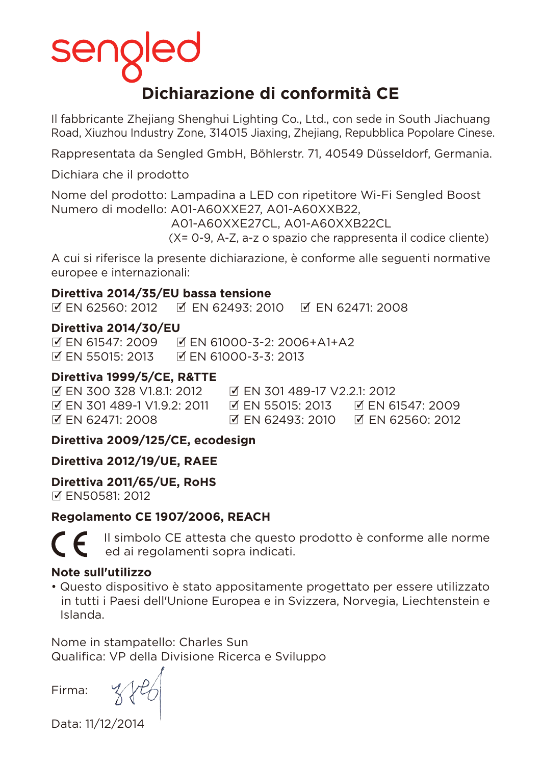sengled

# Dichiarazione di conformità CE

Il fabbricante Zhejiang Shenghui Lighting Co., Ltd., con sede in South Jiachuang Road, Xiuzhou Industry Zone, 314015 Jiaxing, Zhejiang, Repubblica Popolare Cinese.

Rappresentata da Sengled GmbH, Böhlerstr. 71, 40549 Düsseldorf, Germania.

Dichiara che il prodotto

Nome del prodotto: Lampadina a LED con ripetitore Wi-Fi Sengled Boost
Numero di modello: A01-A60XXE27, A01-A60XXB22,
A01-A60XXE27CL, A01-A60XXB22CL
(X= 0-9, A-Z, a-z o spazio che rappresenta il codice cliente)

A cui si riferisce la presente dichiarazione, è conforme alle seguenti normative europee e internazionali:

**Direttiva 2014/35/EU bassa tensione**
☑ EN 62560: 2012 ☑ EN 62493: 2010 ☑ EN 62471: 2008

**Direttiva 2014/30/EU**
☑ EN 61547: 2009 ☑ EN 61000-3-2: 2006+A1+A2
☑ EN 55015: 2013 ☑ EN 61000-3-3: 2013

**Direttiva 1999/5/CE, R&TTE**
☑ EN 300 328 V1.8.1: 2012 ☑ EN 301 489-17 V2.2.1: 2012
☑ EN 301 489-1 V1.9.2: 2011 ☑ EN 55015: 2013 ☑ EN 61547: 2009
☑ EN 62471: 2008 ☑ EN 62493: 2010 ☑ EN 62560: 2012

**Direttiva 2009/125/CE, ecodesign**

**Direttiva 2012/19/UE, RAEE**

**Direttiva 2011/65/UE, RoHS**
☑ EN50581: 2012

**Regolamento CE 1907/2006, REACH**

CE Il simbolo CE attesta che questo prodotto è conforme alle norme ed ai regolamenti sopra indicati.

**Note sull'utilizzo**

- Questo dispositivo è stato appositamente progettato per essere utilizzato in tutti i Paesi dell'Unione Europea e in Svizzera, Norvegia, Liechtenstein e Islanda.

Nome in stampatello: Charles Sun
Qualifica: VP della Divisione Ricerca e Sviluppo

Firma:

Data: 11/12/2014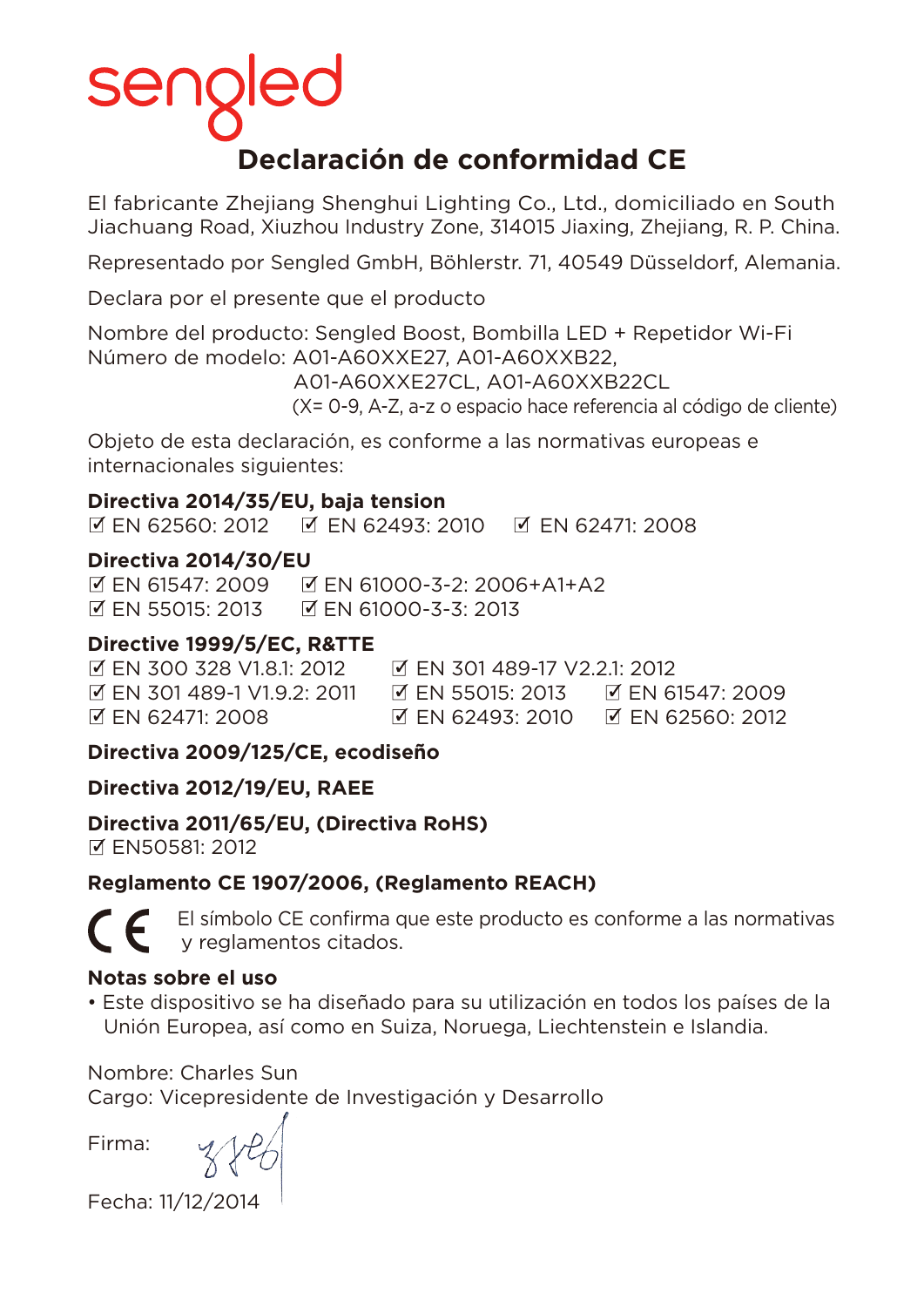sengled

# Declaración de conformidad CE

El fabricante Zhejiang Shenghui Lighting Co., Ltd., domiciliado en South Jiachuang Road, Xiuzhou Industry Zone, 314015 Jiaxing, Zhejiang, R. P. China.

Representado por Sengled GmbH, Böhlerstr. 71, 40549 Düsseldorf, Alemania.

Declara por el presente que el producto

Nombre del producto: Sengled Boost, Bombilla LED + Repetidor Wi-Fi
Número de modelo: A01-A60XXE27, A01-A60XXB22,
A01-A60XXE27CL, A01-A60XXB22CL
(X= 0-9, A-Z, a-z o espacio hace referencia al código de cliente)

Objeto de esta declaración, es conforme a las normativas europeas e internacionales siguientes:

**Directiva 2014/35/EU, baja tension**
☑ EN 62560: 2012 ☑ EN 62493: 2010 ☑ EN 62471: 2008

**Directiva 2014/30/EU**
☑ EN 61547: 2009 ☑ EN 61000-3-2: 2006+A1+A2
☑ EN 55015: 2013 ☑ EN 61000-3-3: 2013

**Directive 1999/5/EC, R&TTE**
☑ EN 300 328 V1.8.1: 2012 ☑ EN 301 489-17 V2.2.1: 2012
☑ EN 301 489-1 V1.9.2: 2011 ☑ EN 55015: 2013 ☑ EN 61547: 2009
☑ EN 62471: 2008 ☑ EN 62493: 2010 ☑ EN 62560: 2012

**Directiva 2009/125/CE, ecodiseño**

**Directiva 2012/19/EU, RAEE**

**Directiva 2011/65/EU, (Directiva RoHS)**
☑ EN50581: 2012

**Reglamento CE 1907/2006, (Reglamento REACH)**

CE El símbolo CE confirma que este producto es conforme a las normativas y reglamentos citados.

**Notas sobre el uso**

- Este dispositivo se ha diseñado para su utilización en todos los países de la Unión Europea, así como en Suiza, Noruega, Liechtenstein e Islandia.

Nombre: Charles Sun
Cargo: Vicepresidente de Investigación y Desarrollo

Firma:

Fecha: 11/12/2014